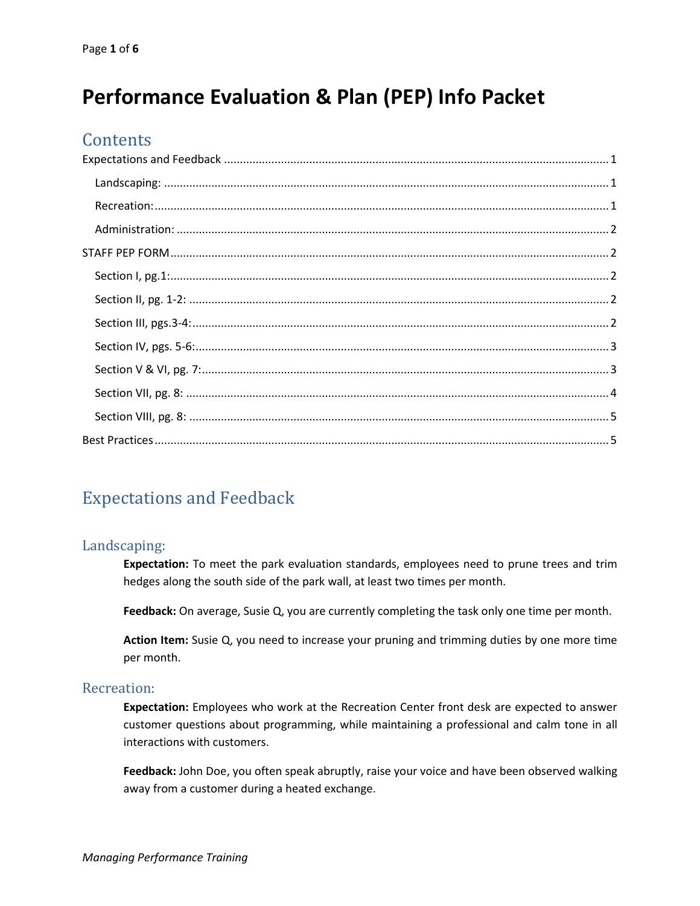# Performance Evaluation & Plan (PEP) Info Packet

## Contents

Expectations and Feedback ........................................................................................................ 1
- Landscaping: ........................................................................................................................ 1
- Recreation: ........................................................................................................................... 1
- Administration: .................................................................................................................... 2

STAFF PEP FORM ........................................................................................................................ 2
- Section I, pg.1: ....................................................................................................................... 2
- Section II, pg. 1-2: ................................................................................................................. 2
- Section III, pgs.3-4: ................................................................................................................ 2
- Section IV, pgs. 5-6: ............................................................................................................... 3
- Section V & VI, pg. 7: ............................................................................................................. 3
- Section VII, pg. 8: ................................................................................................................... 4
- Section VIII, pg. 8: .................................................................................................................. 5

Best Practices .............................................................................................................................. 5

## Expectations and Feedback

### Landscaping:

**Expectation:** To meet the park evaluation standards, employees need to prune trees and trim hedges along the south side of the park wall, at least two times per month.

**Feedback:** On average, Susie Q, you are currently completing the task only one time per month.

**Action Item:** Susie Q, you need to increase your pruning and trimming duties by one more time per month.

### Recreation:

**Expectation:** Employees who work at the Recreation Center front desk are expected to answer customer questions about programming, while maintaining a professional and calm tone in all interactions with customers.

**Feedback:** John Doe, you often speak abruptly, raise your voice and have been observed walking away from a customer during a heated exchange.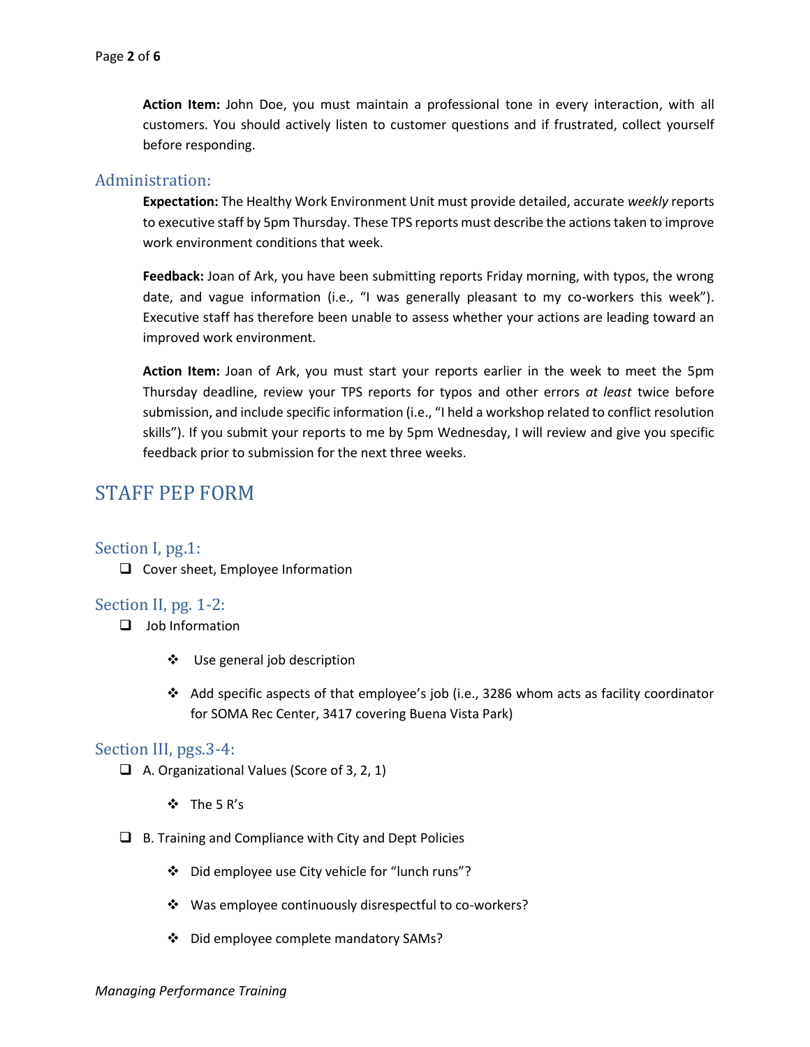**Action Item:** John Doe, you must maintain a professional tone in every interaction, with all customers. You should actively listen to customer questions and if frustrated, collect yourself before responding.

## Administration:

**Expectation:** The Healthy Work Environment Unit must provide detailed, accurate *weekly* reports to executive staff by 5pm Thursday. These TPS reports must describe the actions taken to improve work environment conditions that week.

**Feedback:** Joan of Ark, you have been submitting reports Friday morning, with typos, the wrong date, and vague information (i.e., "I was generally pleasant to my co-workers this week"). Executive staff has therefore been unable to assess whether your actions are leading toward an improved work environment.

**Action Item:** Joan of Ark, you must start your reports earlier in the week to meet the 5pm Thursday deadline, review your TPS reports for typos and other errors *at least* twice before submission, and include specific information (i.e., "I held a workshop related to conflict resolution skills"). If you submit your reports to me by 5pm Wednesday, I will review and give you specific feedback prior to submission for the next three weeks.

# STAFF PEP FORM

## Section I, pg.1:

- ❑ Cover sheet, Employee Information

## Section II, pg. 1-2:

- ❑ Job Information
  - ❖ Use general job description
  - ❖ Add specific aspects of that employee's job (i.e., 3286 whom acts as facility coordinator for SOMA Rec Center, 3417 covering Buena Vista Park)

## Section III, pgs.3-4:

- ❑ A. Organizational Values (Score of 3, 2, 1)
  - ❖ The 5 R's
- ❑ B. Training and Compliance with City and Dept Policies
  - ❖ Did employee use City vehicle for "lunch runs"?
  - ❖ Was employee continuously disrespectful to co-workers?
  - ❖ Did employee complete mandatory SAMs?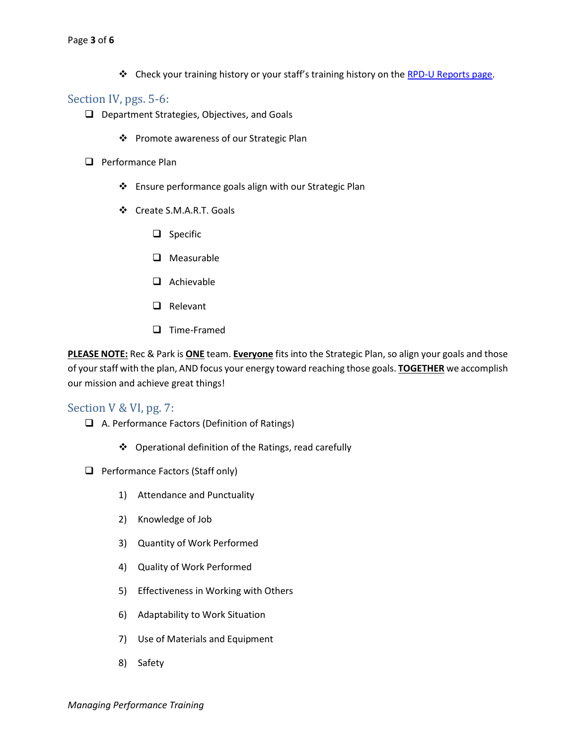- Check your training history or your staff's training history on the [RPD-U Reports page](RPD-U Reports page).

## Section IV, pgs. 5-6:

- Department Strategies, Objectives, and Goals
  - Promote awareness of our Strategic Plan
- Performance Plan
  - Ensure performance goals align with our Strategic Plan
  - Create S.M.A.R.T. Goals
    - Specific
    - Measurable
    - Achievable
    - Relevant
    - Time-Framed

**PLEASE NOTE:** Rec & Park is **ONE** team. **Everyone** fits into the Strategic Plan, so align your goals and those of your staff with the plan, AND focus your energy toward reaching those goals. **TOGETHER** we accomplish our mission and achieve great things!

## Section V & VI, pg. 7:

- A. Performance Factors (Definition of Ratings)
  - Operational definition of the Ratings, read carefully
- Performance Factors (Staff only)
  1) Attendance and Punctuality
  2) Knowledge of Job
  3) Quantity of Work Performed
  4) Quality of Work Performed
  5) Effectiveness in Working with Others
  6) Adaptability to Work Situation
  7) Use of Materials and Equipment
  8) Safety

*Managing Performance Training*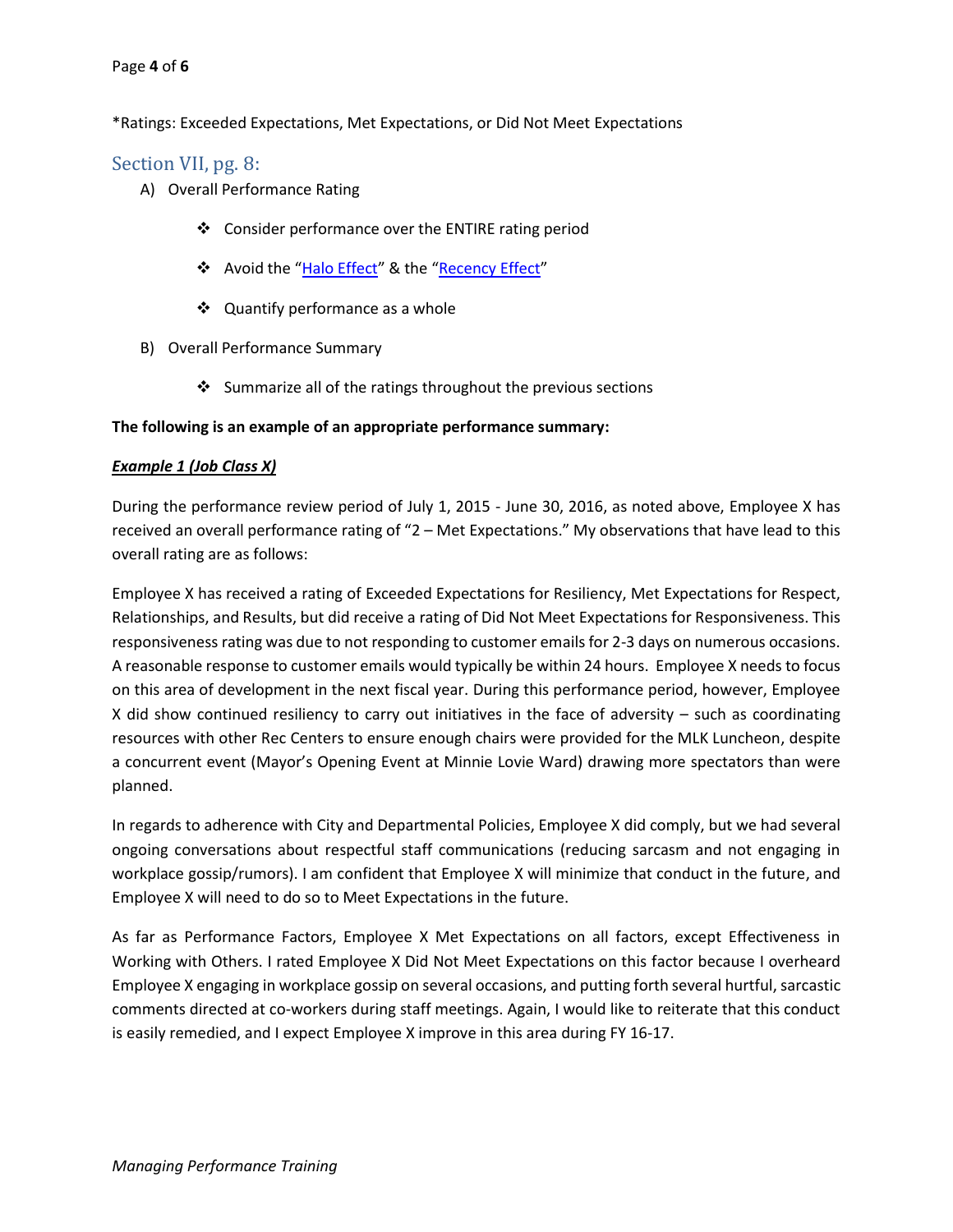*Ratings: Exceeded Expectations, Met Expectations, or Did Not Meet Expectations

## Section VII, pg. 8:

A) Overall Performance Rating

- ❖ Consider performance over the ENTIRE rating period
- ❖ Avoid the "Halo Effect" & the "Recency Effect"
- ❖ Quantify performance as a whole

B) Overall Performance Summary

- ❖ Summarize all of the ratings throughout the previous sections

**The following is an example of an appropriate performance summary:**

***Example 1 (Job Class X)***

During the performance review period of July 1, 2015 - June 30, 2016, as noted above, Employee X has received an overall performance rating of "2 – Met Expectations." My observations that have lead to this overall rating are as follows:

Employee X has received a rating of Exceeded Expectations for Resiliency, Met Expectations for Respect, Relationships, and Results, but did receive a rating of Did Not Meet Expectations for Responsiveness. This responsiveness rating was due to not responding to customer emails for 2-3 days on numerous occasions. A reasonable response to customer emails would typically be within 24 hours. Employee X needs to focus on this area of development in the next fiscal year. During this performance period, however, Employee X did show continued resiliency to carry out initiatives in the face of adversity – such as coordinating resources with other Rec Centers to ensure enough chairs were provided for the MLK Luncheon, despite a concurrent event (Mayor's Opening Event at Minnie Lovie Ward) drawing more spectators than were planned.

In regards to adherence with City and Departmental Policies, Employee X did comply, but we had several ongoing conversations about respectful staff communications (reducing sarcasm and not engaging in workplace gossip/rumors). I am confident that Employee X will minimize that conduct in the future, and Employee X will need to do so to Meet Expectations in the future.

As far as Performance Factors, Employee X Met Expectations on all factors, except Effectiveness in Working with Others. I rated Employee X Did Not Meet Expectations on this factor because I overheard Employee X engaging in workplace gossip on several occasions, and putting forth several hurtful, sarcastic comments directed at co-workers during staff meetings. Again, I would like to reiterate that this conduct is easily remedied, and I expect Employee X improve in this area during FY 16-17.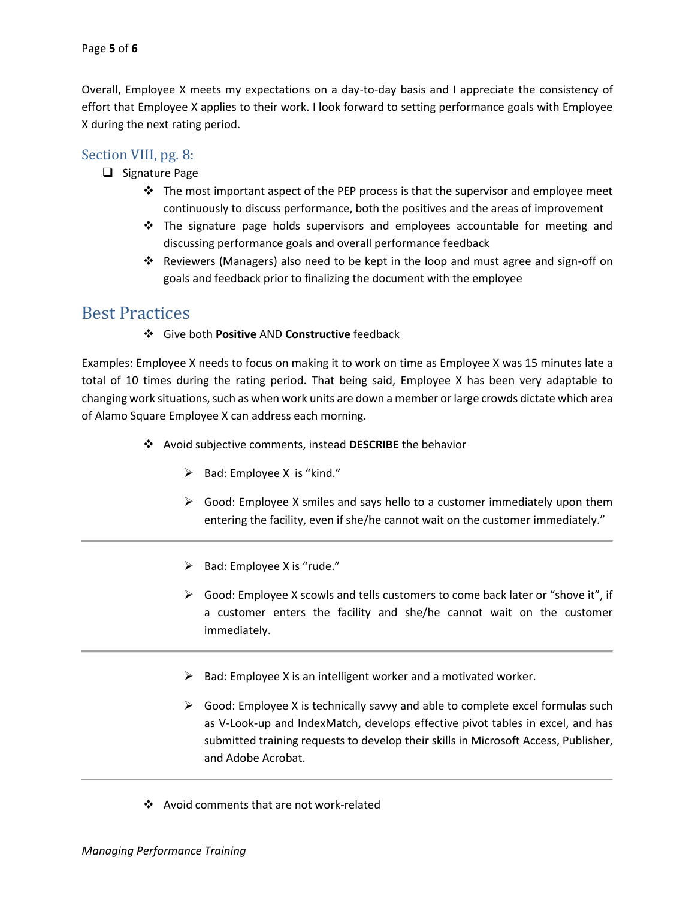Overall, Employee X meets my expectations on a day-to-day basis and I appreciate the consistency of effort that Employee X applies to their work. I look forward to setting performance goals with Employee X during the next rating period.

## Section VIII, pg. 8:

- Signature Page
  - The most important aspect of the PEP process is that the supervisor and employee meet continuously to discuss performance, both the positives and the areas of improvement
  - The signature page holds supervisors and employees accountable for meeting and discussing performance goals and overall performance feedback
  - Reviewers (Managers) also need to be kept in the loop and must agree and sign-off on goals and feedback prior to finalizing the document with the employee

# Best Practices

- Give both **Positive** AND **Constructive** feedback

Examples: Employee X needs to focus on making it to work on time as Employee X was 15 minutes late a total of 10 times during the rating period. That being said, Employee X has been very adaptable to changing work situations, such as when work units are down a member or large crowds dictate which area of Alamo Square Employee X can address each morning.

- Avoid subjective comments, instead **DESCRIBE** the behavior
  - Bad: Employee X is "kind."
  - Good: Employee X smiles and says hello to a customer immediately upon them entering the facility, even if she/he cannot wait on the customer immediately."

---

  - Bad: Employee X is "rude."
  - Good: Employee X scowls and tells customers to come back later or "shove it", if a customer enters the facility and she/he cannot wait on the customer immediately.

---

  - Bad: Employee X is an intelligent worker and a motivated worker.
  - Good: Employee X is technically savvy and able to complete excel formulas such as V-Look-up and IndexMatch, develops effective pivot tables in excel, and has submitted training requests to develop their skills in Microsoft Access, Publisher, and Adobe Acrobat.

---

- Avoid comments that are not work-related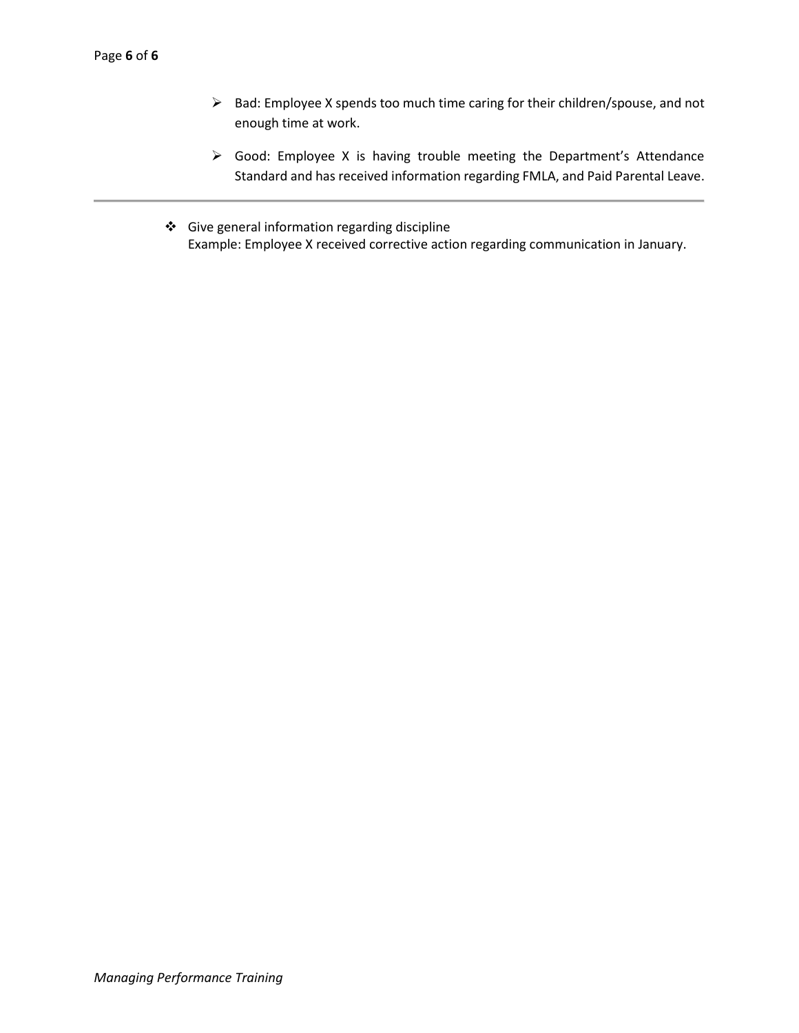- Bad: Employee X spends too much time caring for their children/spouse, and not enough time at work.
- Good: Employee X is having trouble meeting the Department's Attendance Standard and has received information regarding FMLA, and Paid Parental Leave.

---

- Give general information regarding discipline
  Example: Employee X received corrective action regarding communication in January.